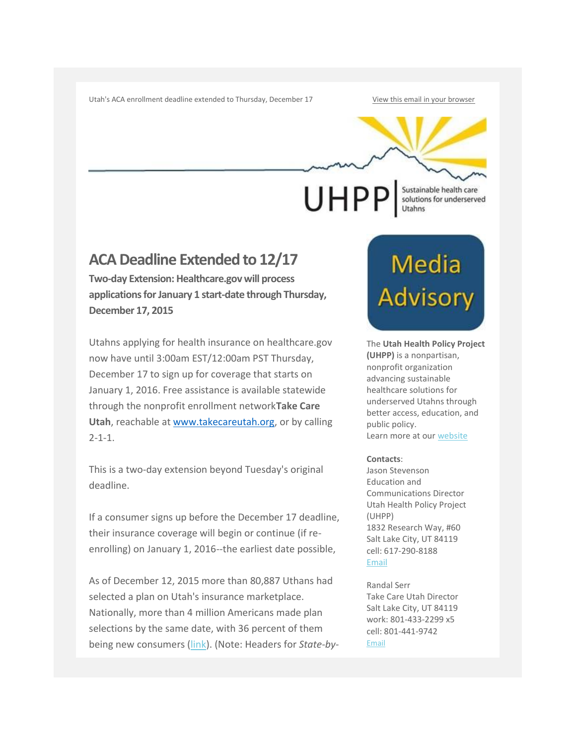Utah's ACA enrollment deadline extended to Thursday, December 17

View this email in your browser

UHPP | Sustainable health care solutions for underserved Utahns

# ACA Deadline Extended to 12/17

**Two-day Extension: Healthcare.gov will process applications for January 1 start-date through Thursday, December 17, 2015**

Utahns applying for health insurance on healthcare.gov now have until 3:00am EST/12:00am PST Thursday, December 17 to sign up for coverage that starts on January 1, 2016. Free assistance is available statewide through the nonprofit enrollment network**Take Care Utah**, reachable at www.takecareutah.org, or by calling 2-1-1.

This is a two-day extension beyond Tuesday's original deadline.

If a consumer signs up before the December 17 deadline, their insurance coverage will begin or continue (if re-enrolling) on January 1, 2016--the earliest date possible,

As of December 12, 2015 more than 80,887 Uthans had selected a plan on Utah's insurance marketplace. Nationally, more than 4 million Americans made plan selections by the same date, with 36 percent of them being new consumers (link). (Note: Headers for *State-by-*

Media Advisory

The **Utah Health Policy Project (UHPP)** is a nonpartisan, nonprofit organization advancing sustainable healthcare solutions for underserved Utahns through better access, education, and public policy.
Learn more at our website

**Contacts**:
Jason Stevenson
Education and Communications Director
Utah Health Policy Project (UHPP)
1832 Research Way, #60
Salt Lake City, UT 84119
cell: 617-290-8188
Email

Randal Serr
Take Care Utah Director
Salt Lake City, UT 84119
work: 801-433-2299 x5
cell: 801-441-9742
Email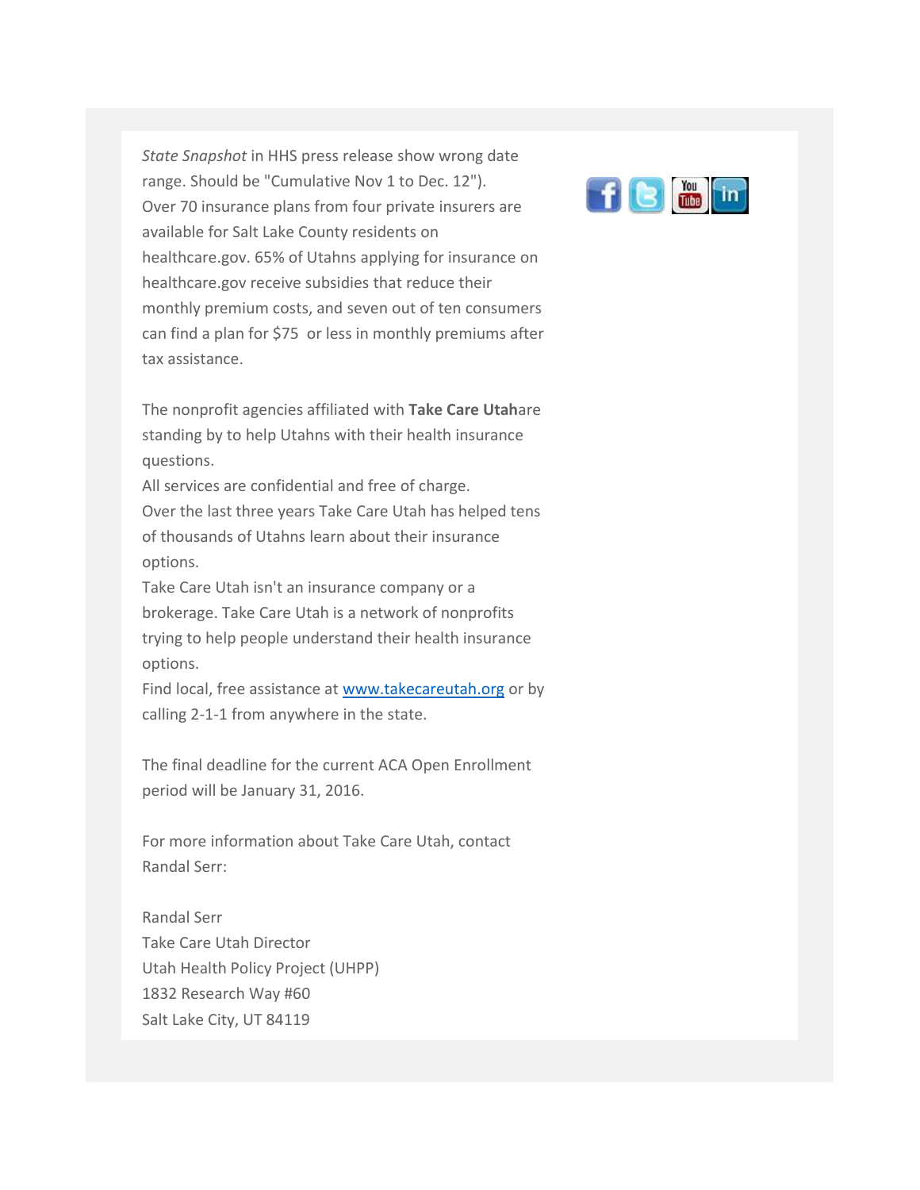*State Snapshot* in HHS press release show wrong date range. Should be "Cumulative Nov 1 to Dec. 12").
Over 70 insurance plans from four private insurers are available for Salt Lake County residents on healthcare.gov. 65% of Utahns applying for insurance on healthcare.gov receive subsidies that reduce their monthly premium costs, and seven out of ten consumers can find a plan for $75 or less in monthly premiums after tax assistance.

The nonprofit agencies affiliated with **Take Care Utah**are standing by to help Utahns with their health insurance questions.
All services are confidential and free of charge.
Over the last three years Take Care Utah has helped tens of thousands of Utahns learn about their insurance options.
Take Care Utah isn't an insurance company or a brokerage. Take Care Utah is a network of nonprofits trying to help people understand their health insurance options.
Find local, free assistance at [www.takecareutah.org](http://www.takecareutah.org) or by calling 2-1-1 from anywhere in the state.

The final deadline for the current ACA Open Enrollment period will be January 31, 2016.

For more information about Take Care Utah, contact Randal Serr:

Randal Serr
Take Care Utah Director
Utah Health Policy Project (UHPP)
1832 Research Way #60
Salt Lake City, UT 84119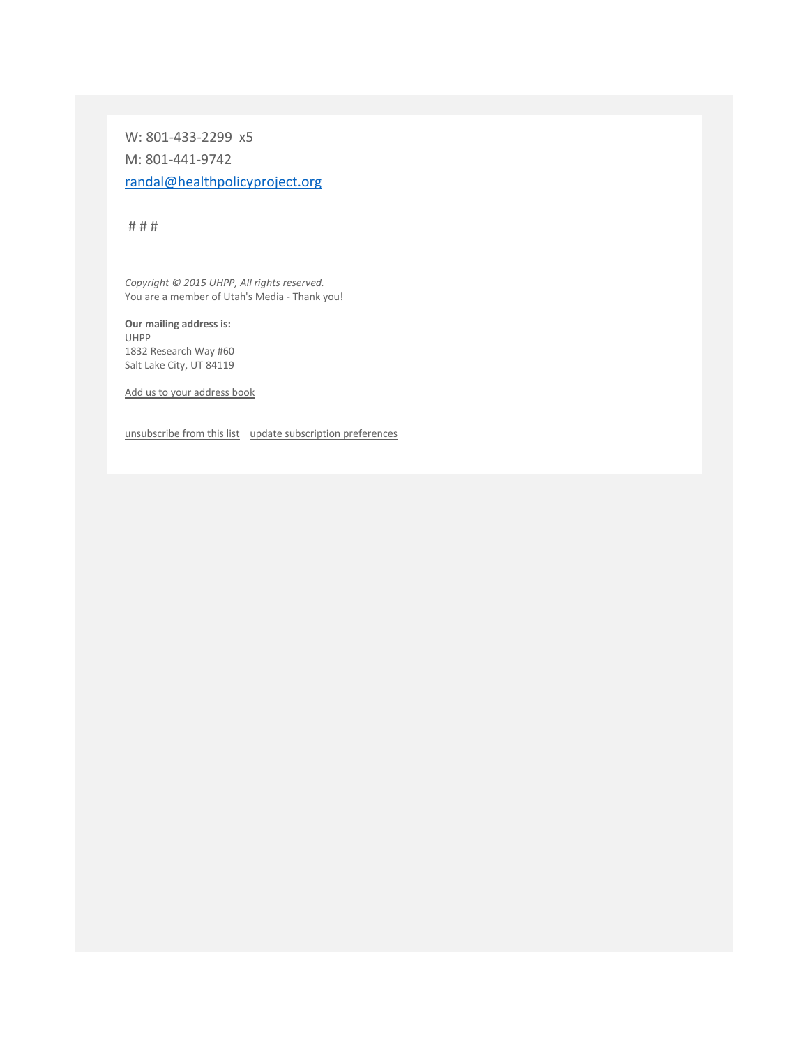W: 801-433-2299  x5

M: 801-441-9742

[randal@healthpolicyproject.org](mailto:randal@healthpolicyproject.org)

# # #

*Copyright © 2015 UHPP, All rights reserved.*
You are a member of Utah's Media - Thank you!

**Our mailing address is:**
UHPP
1832 Research Way #60
Salt Lake City, UT 84119

Add us to your address book

unsubscribe from this list    update subscription preferences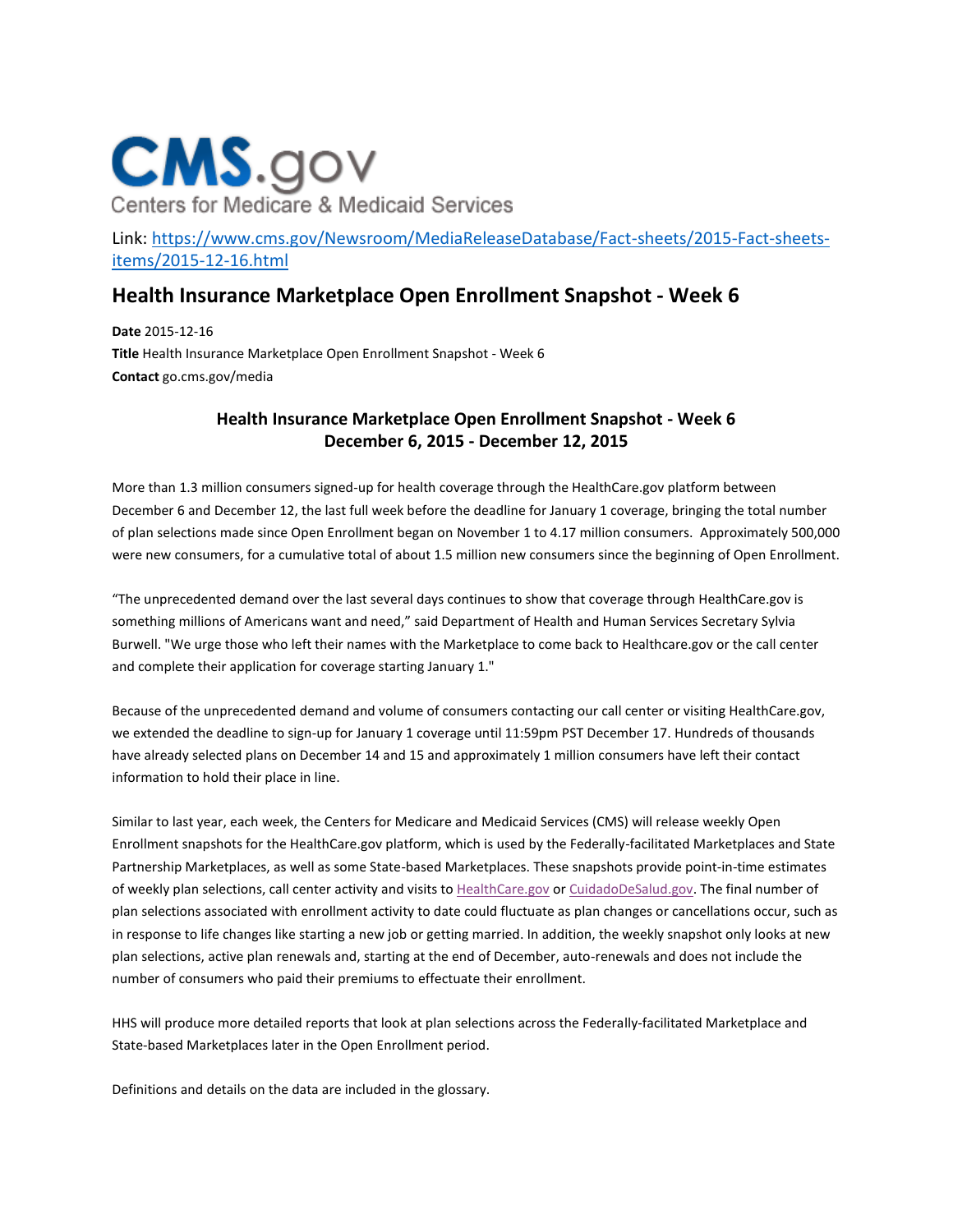CMS.gov

Centers for Medicare & Medicaid Services

Link: [https://www.cms.gov/Newsroom/MediaReleaseDatabase/Fact-sheets/2015-Fact-sheets-items/2015-12-16.html](https://www.cms.gov/Newsroom/MediaReleaseDatabase/Fact-sheets/2015-Fact-sheets-items/2015-12-16.html)

## Health Insurance Marketplace Open Enrollment Snapshot - Week 6

**Date** 2015-12-16

**Title** Health Insurance Marketplace Open Enrollment Snapshot - Week 6

**Contact** go.cms.gov/media

### Health Insurance Marketplace Open Enrollment Snapshot - Week 6
### December 6, 2015 - December 12, 2015

More than 1.3 million consumers signed-up for health coverage through the HealthCare.gov platform between December 6 and December 12, the last full week before the deadline for January 1 coverage, bringing the total number of plan selections made since Open Enrollment began on November 1 to 4.17 million consumers. Approximately 500,000 were new consumers, for a cumulative total of about 1.5 million new consumers since the beginning of Open Enrollment.

"The unprecedented demand over the last several days continues to show that coverage through HealthCare.gov is something millions of Americans want and need," said Department of Health and Human Services Secretary Sylvia Burwell. "We urge those who left their names with the Marketplace to come back to Healthcare.gov or the call center and complete their application for coverage starting January 1."

Because of the unprecedented demand and volume of consumers contacting our call center or visiting HealthCare.gov, we extended the deadline to sign-up for January 1 coverage until 11:59pm PST December 17. Hundreds of thousands have already selected plans on December 14 and 15 and approximately 1 million consumers have left their contact information to hold their place in line.

Similar to last year, each week, the Centers for Medicare and Medicaid Services (CMS) will release weekly Open Enrollment snapshots for the HealthCare.gov platform, which is used by the Federally-facilitated Marketplaces and State Partnership Marketplaces, as well as some State-based Marketplaces. These snapshots provide point-in-time estimates of weekly plan selections, call center activity and visits to HealthCare.gov or CuidadoDeSalud.gov. The final number of plan selections associated with enrollment activity to date could fluctuate as plan changes or cancellations occur, such as in response to life changes like starting a new job or getting married. In addition, the weekly snapshot only looks at new plan selections, active plan renewals and, starting at the end of December, auto-renewals and does not include the number of consumers who paid their premiums to effectuate their enrollment.

HHS will produce more detailed reports that look at plan selections across the Federally-facilitated Marketplace and State-based Marketplaces later in the Open Enrollment period.

Definitions and details on the data are included in the glossary.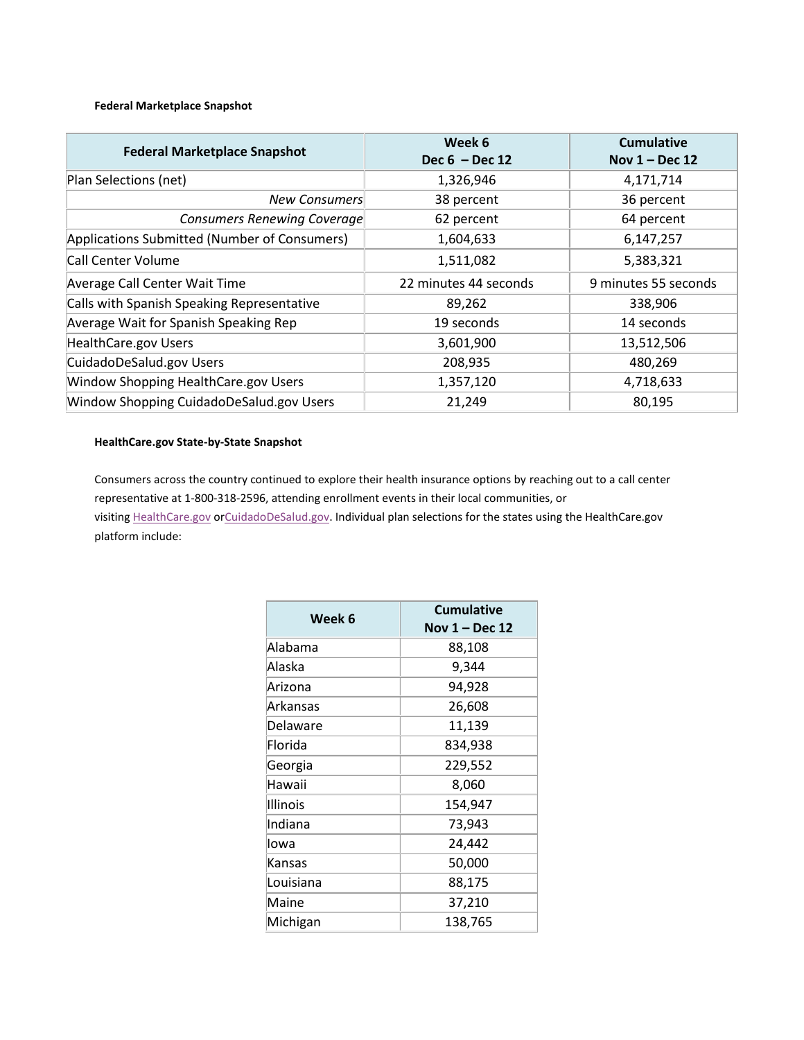**Federal Marketplace Snapshot**

| Federal Marketplace Snapshot | Week 6<br>Dec 6 – Dec 12 | Cumulative<br>Nov 1 – Dec 12 |
|---|---|---|
| Plan Selections (net) | 1,326,946 | 4,171,714 |
| *New Consumers* | 38 percent | 36 percent |
| *Consumers Renewing Coverage* | 62 percent | 64 percent |
| Applications Submitted (Number of Consumers) | 1,604,633 | 6,147,257 |
| Call Center Volume | 1,511,082 | 5,383,321 |
| Average Call Center Wait Time | 22 minutes 44 seconds | 9 minutes 55 seconds |
| Calls with Spanish Speaking Representative | 89,262 | 338,906 |
| Average Wait for Spanish Speaking Rep | 19 seconds | 14 seconds |
| HealthCare.gov Users | 3,601,900 | 13,512,506 |
| CuidadoDeSalud.gov Users | 208,935 | 480,269 |
| Window Shopping HealthCare.gov Users | 1,357,120 | 4,718,633 |
| Window Shopping CuidadoDeSalud.gov Users | 21,249 | 80,195 |

**HealthCare.gov State-by-State Snapshot**

Consumers across the country continued to explore their health insurance options by reaching out to a call center representative at 1-800-318-2596, attending enrollment events in their local communities, or visiting HealthCare.gov orCuidadoDeSalud.gov. Individual plan selections for the states using the HealthCare.gov platform include:

| Week 6 | Cumulative<br>Nov 1 – Dec 12 |
|---|---|
| Alabama | 88,108 |
| Alaska | 9,344 |
| Arizona | 94,928 |
| Arkansas | 26,608 |
| Delaware | 11,139 |
| Florida | 834,938 |
| Georgia | 229,552 |
| Hawaii | 8,060 |
| Illinois | 154,947 |
| Indiana | 73,943 |
| Iowa | 24,442 |
| Kansas | 50,000 |
| Louisiana | 88,175 |
| Maine | 37,210 |
| Michigan | 138,765 |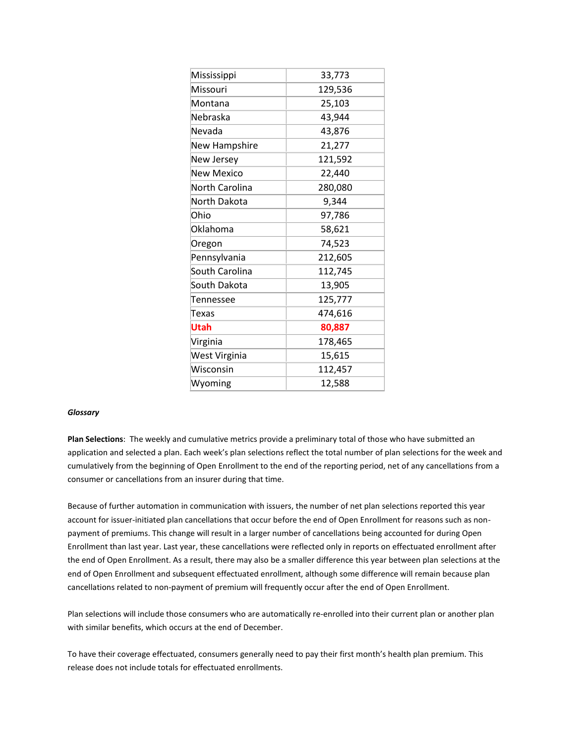| | |
|---|---|
| Mississippi | 33,773 |
| Missouri | 129,536 |
| Montana | 25,103 |
| Nebraska | 43,944 |
| Nevada | 43,876 |
| New Hampshire | 21,277 |
| New Jersey | 121,592 |
| New Mexico | 22,440 |
| North Carolina | 280,080 |
| North Dakota | 9,344 |
| Ohio | 97,786 |
| Oklahoma | 58,621 |
| Oregon | 74,523 |
| Pennsylvania | 212,605 |
| South Carolina | 112,745 |
| South Dakota | 13,905 |
| Tennessee | 125,777 |
| Texas | 474,616 |
| **Utah** | **80,887** |
| Virginia | 178,465 |
| West Virginia | 15,615 |
| Wisconsin | 112,457 |
| Wyoming | 12,588 |

***Glossary***

**Plan Selections**: The weekly and cumulative metrics provide a preliminary total of those who have submitted an application and selected a plan. Each week's plan selections reflect the total number of plan selections for the week and cumulatively from the beginning of Open Enrollment to the end of the reporting period, net of any cancellations from a consumer or cancellations from an insurer during that time.

Because of further automation in communication with issuers, the number of net plan selections reported this year account for issuer-initiated plan cancellations that occur before the end of Open Enrollment for reasons such as non-payment of premiums. This change will result in a larger number of cancellations being accounted for during Open Enrollment than last year. Last year, these cancellations were reflected only in reports on effectuated enrollment after the end of Open Enrollment. As a result, there may also be a smaller difference this year between plan selections at the end of Open Enrollment and subsequent effectuated enrollment, although some difference will remain because plan cancellations related to non-payment of premium will frequently occur after the end of Open Enrollment.

Plan selections will include those consumers who are automatically re-enrolled into their current plan or another plan with similar benefits, which occurs at the end of December.

To have their coverage effectuated, consumers generally need to pay their first month's health plan premium. This release does not include totals for effectuated enrollments.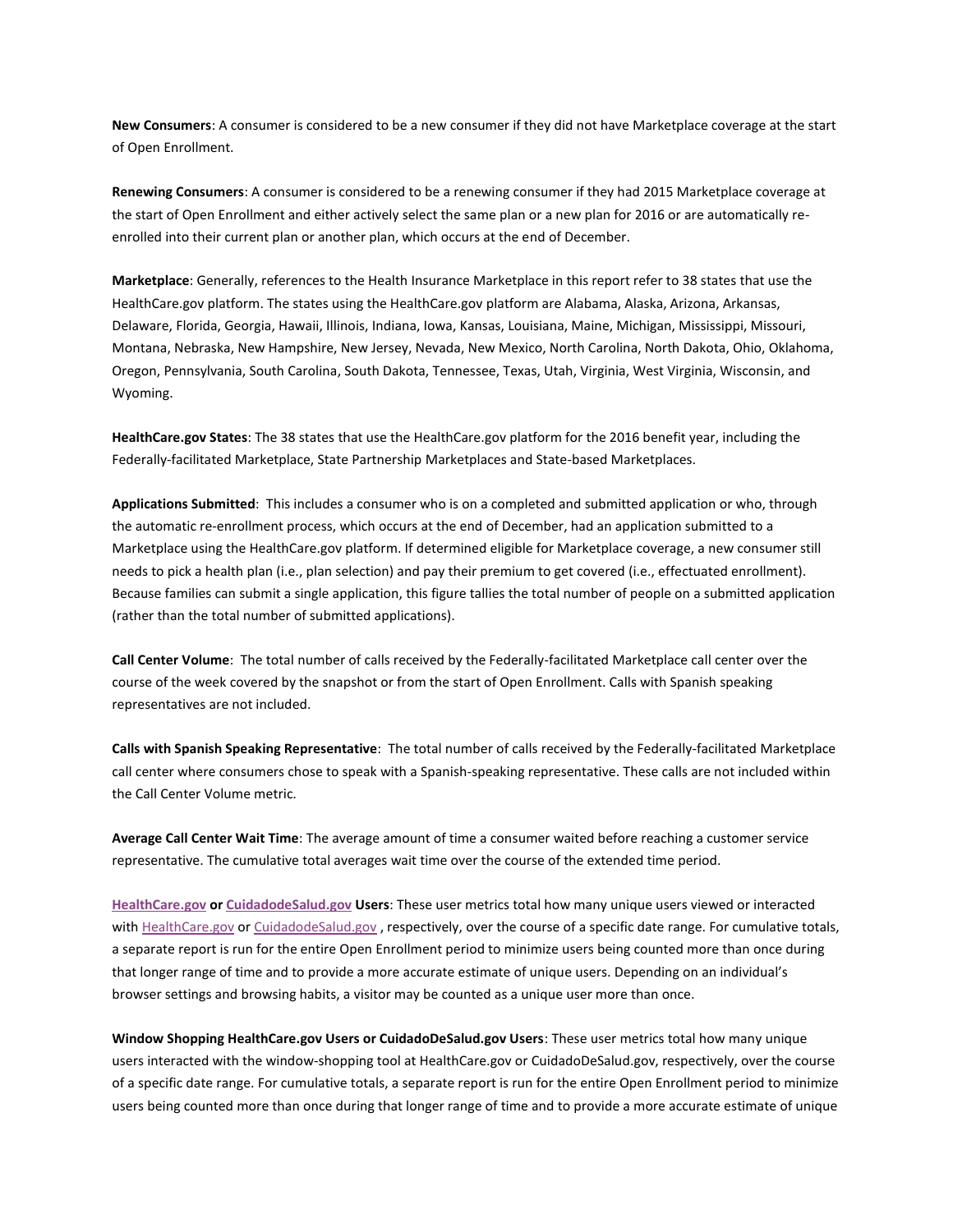**New Consumers**: A consumer is considered to be a new consumer if they did not have Marketplace coverage at the start of Open Enrollment.

**Renewing Consumers**: A consumer is considered to be a renewing consumer if they had 2015 Marketplace coverage at the start of Open Enrollment and either actively select the same plan or a new plan for 2016 or are automatically re-enrolled into their current plan or another plan, which occurs at the end of December.

**Marketplace**: Generally, references to the Health Insurance Marketplace in this report refer to 38 states that use the HealthCare.gov platform. The states using the HealthCare.gov platform are Alabama, Alaska, Arizona, Arkansas, Delaware, Florida, Georgia, Hawaii, Illinois, Indiana, Iowa, Kansas, Louisiana, Maine, Michigan, Mississippi, Missouri, Montana, Nebraska, New Hampshire, New Jersey, Nevada, New Mexico, North Carolina, North Dakota, Ohio, Oklahoma, Oregon, Pennsylvania, South Carolina, South Dakota, Tennessee, Texas, Utah, Virginia, West Virginia, Wisconsin, and Wyoming.

**HealthCare.gov States**: The 38 states that use the HealthCare.gov platform for the 2016 benefit year, including the Federally-facilitated Marketplace, State Partnership Marketplaces and State-based Marketplaces.

**Applications Submitted**: This includes a consumer who is on a completed and submitted application or who, through the automatic re-enrollment process, which occurs at the end of December, had an application submitted to a Marketplace using the HealthCare.gov platform. If determined eligible for Marketplace coverage, a new consumer still needs to pick a health plan (i.e., plan selection) and pay their premium to get covered (i.e., effectuated enrollment). Because families can submit a single application, this figure tallies the total number of people on a submitted application (rather than the total number of submitted applications).

**Call Center Volume**: The total number of calls received by the Federally-facilitated Marketplace call center over the course of the week covered by the snapshot or from the start of Open Enrollment. Calls with Spanish speaking representatives are not included.

**Calls with Spanish Speaking Representative**: The total number of calls received by the Federally-facilitated Marketplace call center where consumers chose to speak with a Spanish-speaking representative. These calls are not included within the Call Center Volume metric.

**Average Call Center Wait Time**: The average amount of time a consumer waited before reaching a customer service representative. The cumulative total averages wait time over the course of the extended time period.

**HealthCare.gov or CuidadodeSalud.gov Users**: These user metrics total how many unique users viewed or interacted with HealthCare.gov or CuidadodeSalud.gov , respectively, over the course of a specific date range. For cumulative totals, a separate report is run for the entire Open Enrollment period to minimize users being counted more than once during that longer range of time and to provide a more accurate estimate of unique users. Depending on an individual's browser settings and browsing habits, a visitor may be counted as a unique user more than once.

**Window Shopping HealthCare.gov Users or CuidadoDeSalud.gov Users**: These user metrics total how many unique users interacted with the window-shopping tool at HealthCare.gov or CuidadoDeSalud.gov, respectively, over the course of a specific date range. For cumulative totals, a separate report is run for the entire Open Enrollment period to minimize users being counted more than once during that longer range of time and to provide a more accurate estimate of unique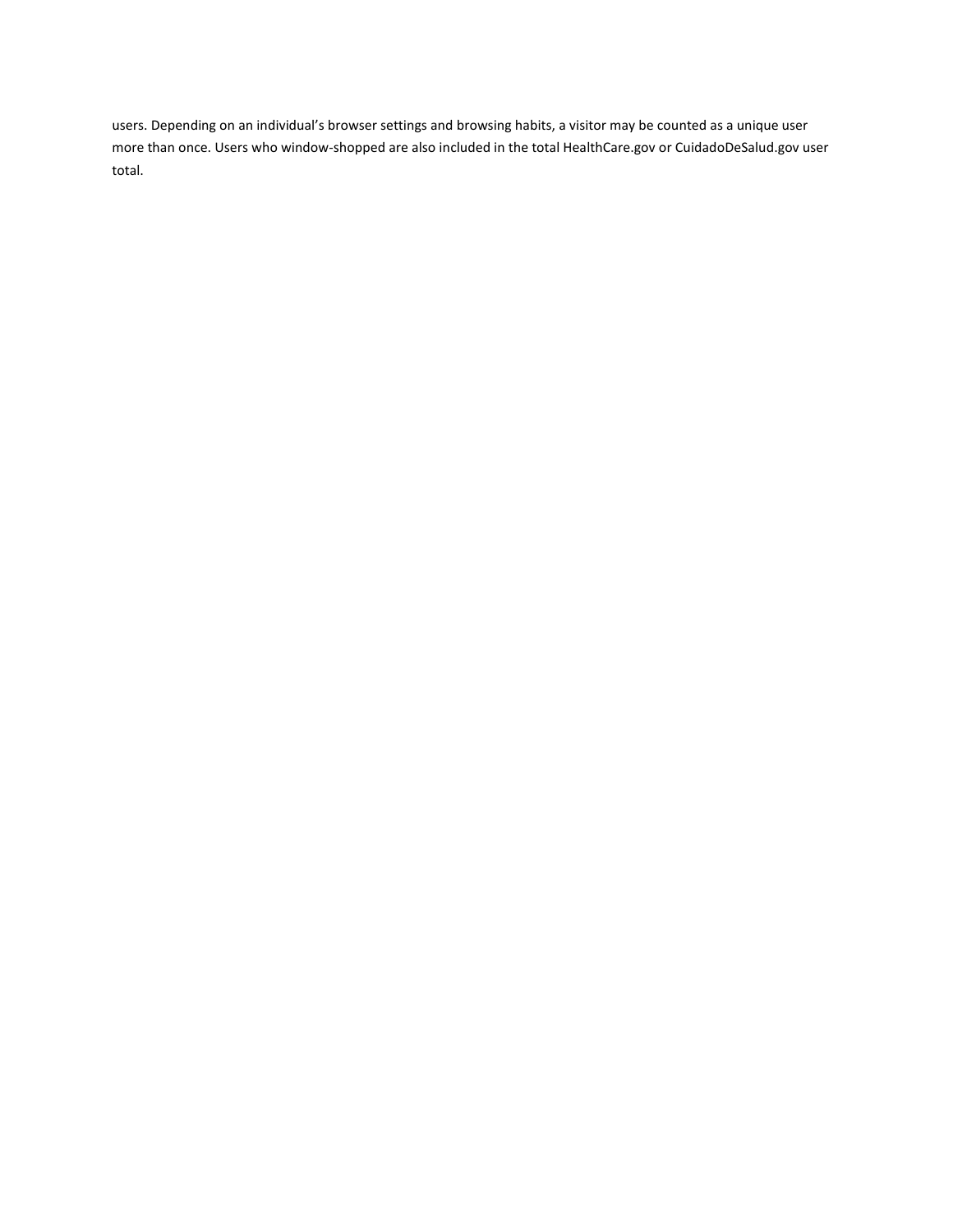users. Depending on an individual’s browser settings and browsing habits, a visitor may be counted as a unique user more than once. Users who window-shopped are also included in the total HealthCare.gov or CuidadoDeSalud.gov user total.